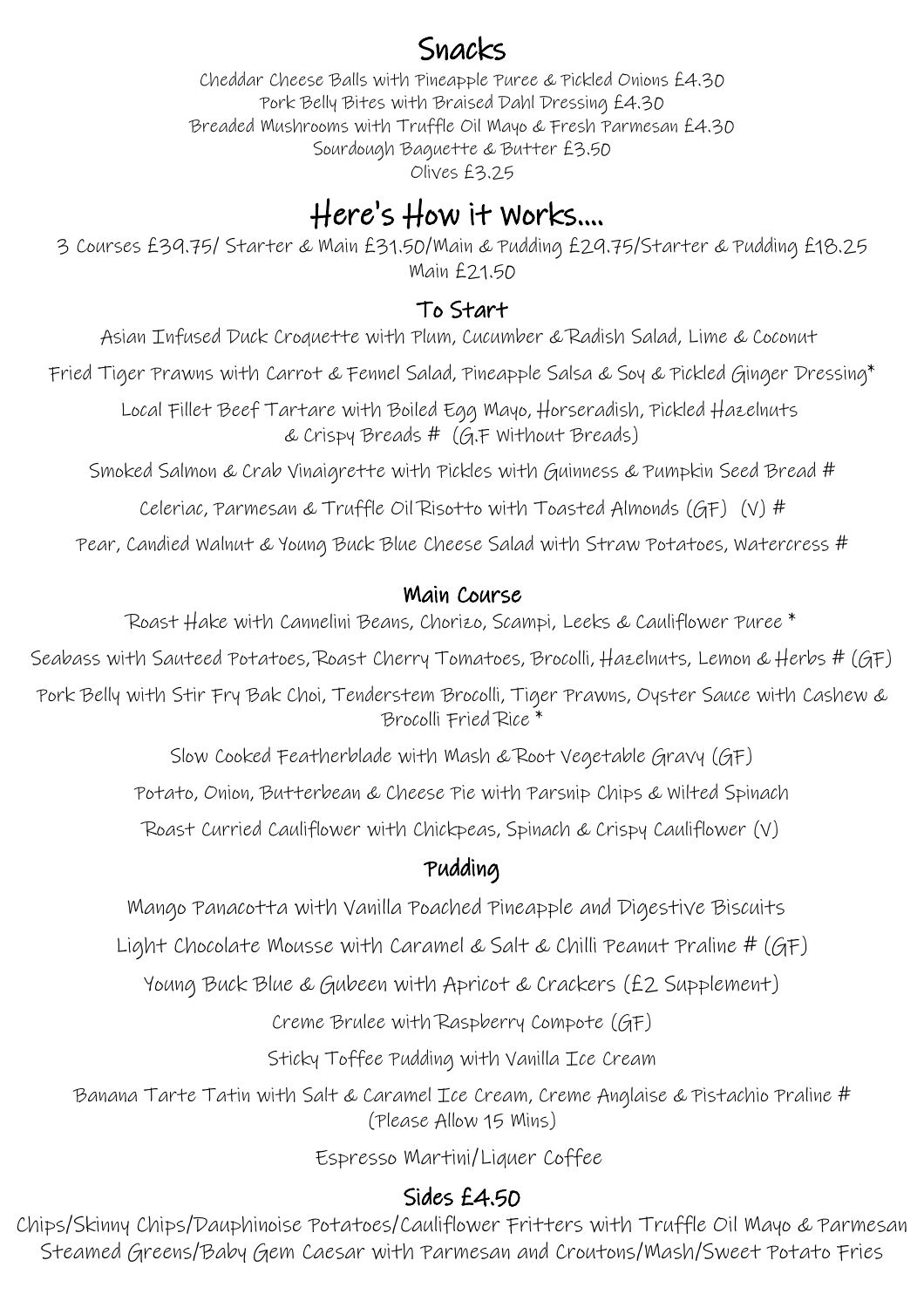# Snacks

Cheddar Cheese Balls with Pineapple Puree & Pickled Onions £4.30
Pork Belly Bites with Braised Dahl Dressing £4.30
Breaded Mushrooms with Truffle Oil Mayo & Fresh Parmesan £4.30
Sourdough Baguette & Butter £3.50
Olives £3.25

# Here's How it Works....

3 Courses £39.75/ Starter & Main £31.50/Main & Pudding £29.75/Starter & Pudding £18.25
Main £21.50

## To Start

Asian Infused Duck Croquette with Plum, Cucumber & Radish Salad, Lime & Coconut

Fried Tiger Prawns with Carrot & Fennel Salad, Pineapple Salsa & Soy & Pickled Ginger Dressing*

Local Fillet Beef Tartare with Boiled Egg Mayo, Horseradish, Pickled Hazelnuts & Crispy Breads # (G.F Without Breads)

Smoked Salmon & Crab Vinaigrette with Pickles with Guinness & Pumpkin Seed Bread #

Celeriac, Parmesan & Truffle Oil Risotto with Toasted Almonds (GF) (V) #

Pear, Candied Walnut & Young Buck Blue Cheese Salad with Straw Potatoes, Watercress #

## Main Course

Roast Hake with Cannelini Beans, Chorizo, Scampi, Leeks & Cauliflower Puree *

Seabass with Sauteed Potatoes, Roast Cherry Tomatoes, Brocolli, Hazelnuts, Lemon & Herbs # (GF)

Pork Belly with Stir Fry Bak Choi, Tenderstem Brocolli, Tiger Prawns, Oyster Sauce with Cashew & Brocolli Fried Rice *

Slow Cooked Featherblade with Mash & Root Vegetable Gravy (GF)

Potato, Onion, Butterbean & Cheese Pie with Parsnip Chips & Wilted Spinach

Roast Curried Cauliflower with Chickpeas, Spinach & Crispy Cauliflower (V)

## Pudding

Mango Panacotta with Vanilla Poached Pineapple and Digestive Biscuits

Light Chocolate Mousse with Caramel & Salt & Chilli Peanut Praline # (GF)

Young Buck Blue & Gubeen with Apricot & Crackers (£2 Supplement)

Creme Brulee with Raspberry Compote (GF)

Sticky Toffee Pudding with Vanilla Ice Cream

Banana Tarte Tatin with Salt & Caramel Ice Cream, Creme Anglaise & Pistachio Praline # (Please Allow 15 Mins)

Espresso Martini/Liquer Coffee

## Sides £4.50

Chips/Skinny Chips/Dauphinoise Potatoes/Cauliflower Fritters with Truffle Oil Mayo & Parmesan
Steamed Greens/Baby Gem Caesar with Parmesan and Croutons/Mash/Sweet Potato Fries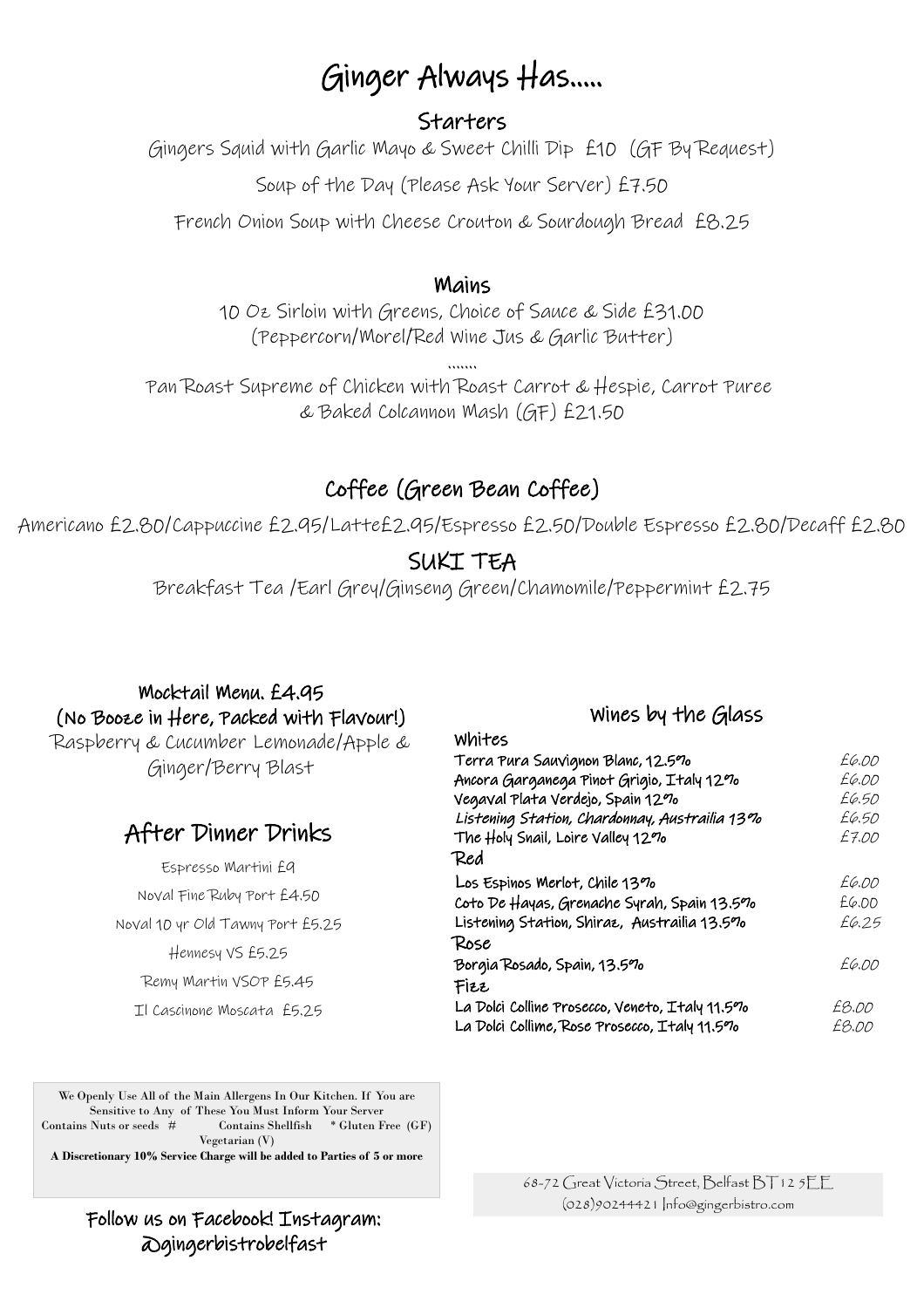# Ginger Always Has.....

## Starters

Gingers Squid with Garlic Mayo & Sweet Chilli Dip £10 (GF By Request)

Soup of the Day (Please Ask Your Server) £7.50

French Onion Soup with Cheese Crouton & Sourdough Bread £8.25

## Mains

10 Oz Sirloin with Greens, Choice of Sauce & Side £31.00
(Peppercorn/Morel/Red Wine Jus & Garlic Butter)

,,,,,,,

Pan Roast Supreme of Chicken with Roast Carrot & Hespie, Carrot Puree & Baked Colcannon Mash (GF) £21.50

## Coffee (Green Bean Coffee)

Americano £2.80/Cappuccine £2.95/Latte£2.95/Espresso £2.50/Double Espresso £2.80/Decaff £2.80

## SUKI TEA

Breakfast Tea /Earl Grey/Ginseng Green/Chamomile/Peppermint £2.75

## Mocktail Menu. £4.95
**(No Booze in Here, Packed with Flavour!)**

Raspberry & Cucumber Lemonade/Apple & Ginger/Berry Blast

## After Dinner Drinks

Espresso Martini £9

Noval Fine Ruby Port £4.50

Noval 10 yr Old Tawny Port £5.25

Hennesy VS £5.25

Remy Martin VSOP £5.45

Il Cascinone Moscata £5.25

## Wines by the Glass

| | |
|---|---|
| **Whites** | |
| Terra Pura Sauvignon Blanc, 12.5% | £6.00 |
| Ancora Garganega Pinot Grigio, Italy 12% | £6.00 |
| Vegaval Plata Verdejo, Spain 12% | £6.50 |
| *Listening Station, Chardonnay, Austrailia 13%* | £6.50 |
| The Holy Snail, Loire Valley 12% | £7.00 |
| **Red** | |
| Los Espinos Merlot, Chile 13% | £6.00 |
| Coto De Hayas, Grenache Syrah, Spain 13.5% | £6.00 |
| Listening Station, Shiraz, Austrailia 13.5% | £6.25 |
| **Rose** | |
| Borgia Rosado, Spain, 13.5% | £6.00 |
| **Fizz** | |
| La Dolci Colline Prosecco, Veneto, Italy 11.5% | £8.00 |
| La Dolci Collime, Rose Prosecco, Italy 11.5% | £8.00 |

We Openly Use All of the Main Allergens In Our Kitchen. If You are Sensitive to Any of These You Must Inform Your Server
Contains Nuts or seeds # Contains Shellfish * Gluten Free (GF) Vegetarian (V)
**A Discretionary 10% Service Charge will be added to Parties of 5 or more**

Follow us on Facebook! Instagram: @gingerbistrobelfast

68-72 Great Victoria Street, Belfast BT12 5EE
(028)90244421 Info@gingerbistro.com